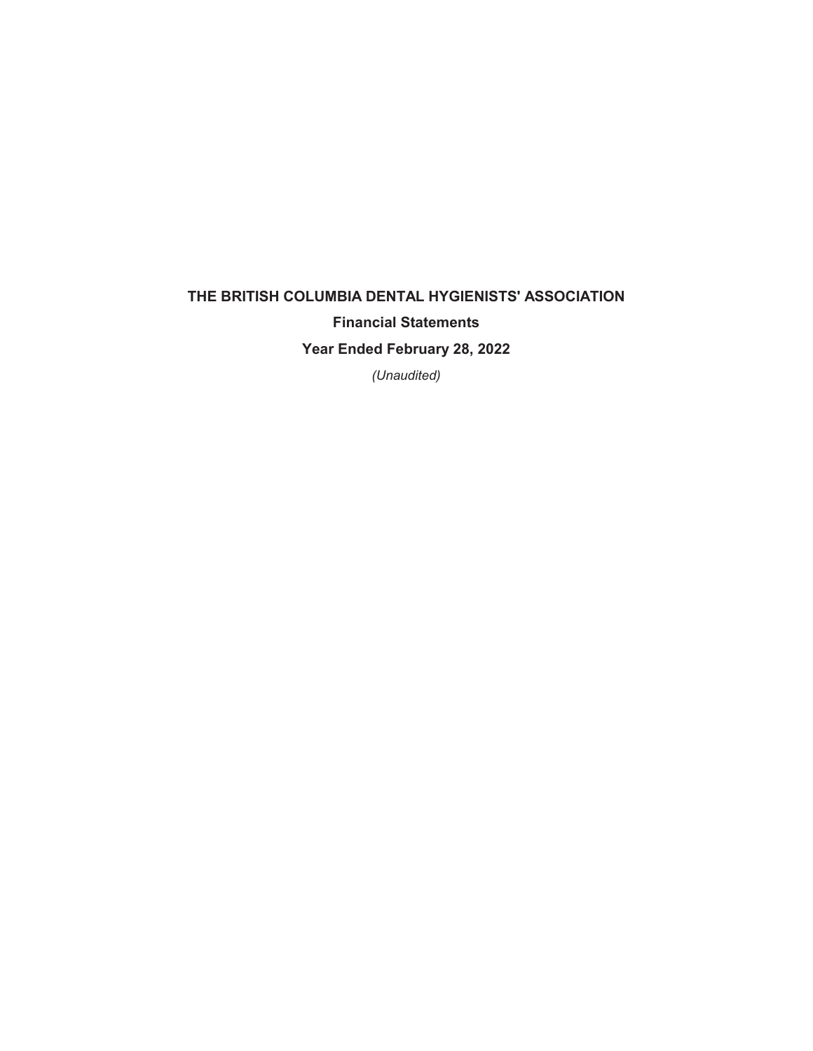# THE BRITISH COLUMBIA DENTAL HYGIENISTS' ASSOCIATION

## Financial Statements

## Year Ended February 28, 2022

*(Unaudited)*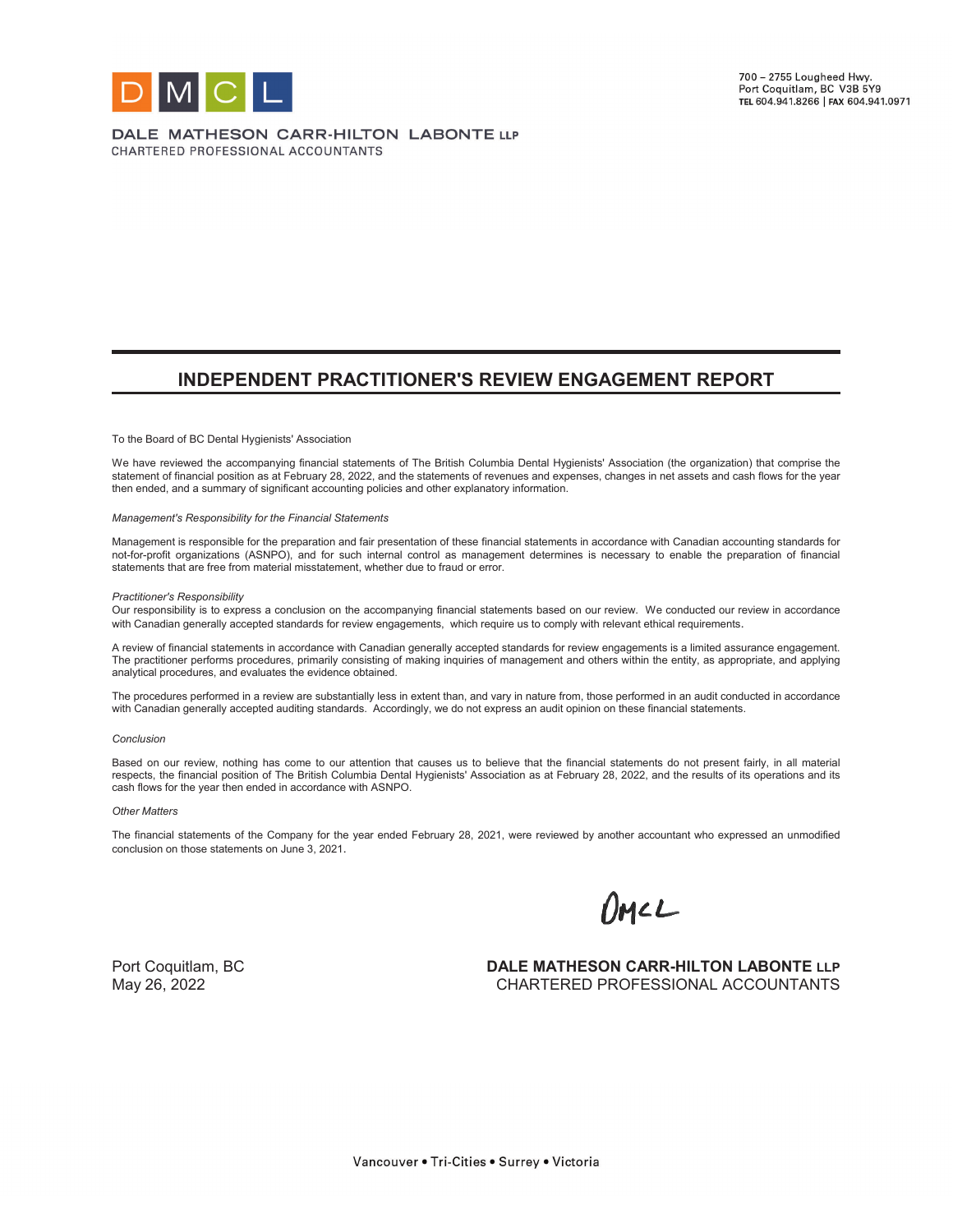DALE MATHESON CARR-HILTON LABONTE LLP
CHARTERED PROFESSIONAL ACCOUNTANTS

700 – 2755 Lougheed Hwy.
Port Coquitlam, BC V3B 5Y9
TEL 604.941.8266 | FAX 604.941.0971

# INDEPENDENT PRACTITIONER'S REVIEW ENGAGEMENT REPORT

To the Board of BC Dental Hygienists' Association

We have reviewed the accompanying financial statements of The British Columbia Dental Hygienists' Association (the organization) that comprise the statement of financial position as at February 28, 2022, and the statements of revenues and expenses, changes in net assets and cash flows for the year then ended, and a summary of significant accounting policies and other explanatory information.

*Management's Responsibility for the Financial Statements*

Management is responsible for the preparation and fair presentation of these financial statements in accordance with Canadian accounting standards for not-for-profit organizations (ASNPO), and for such internal control as management determines is necessary to enable the preparation of financial statements that are free from material misstatement, whether due to fraud or error.

*Practitioner's Responsibility*

Our responsibility is to express a conclusion on the accompanying financial statements based on our review. We conducted our review in accordance with Canadian generally accepted standards for review engagements, which require us to comply with relevant ethical requirements.

A review of financial statements in accordance with Canadian generally accepted standards for review engagements is a limited assurance engagement. The practitioner performs procedures, primarily consisting of making inquiries of management and others within the entity, as appropriate, and applying analytical procedures, and evaluates the evidence obtained.

The procedures performed in a review are substantially less in extent than, and vary in nature from, those performed in an audit conducted in accordance with Canadian generally accepted auditing standards. Accordingly, we do not express an audit opinion on these financial statements.

*Conclusion*

Based on our review, nothing has come to our attention that causes us to believe that the financial statements do not present fairly, in all material respects, the financial position of The British Columbia Dental Hygienists' Association as at February 28, 2022, and the results of its operations and its cash flows for the year then ended in accordance with ASNPO.

*Other Matters*

The financial statements of the Company for the year ended February 28, 2021, were reviewed by another accountant who expressed an unmodified conclusion on those statements on June 3, 2021.

DMCL

Port Coquitlam, BC
May 26, 2022

**DALE MATHESON CARR-HILTON LABONTE LLP**
CHARTERED PROFESSIONAL ACCOUNTANTS

Vancouver • Tri-Cities • Surrey • Victoria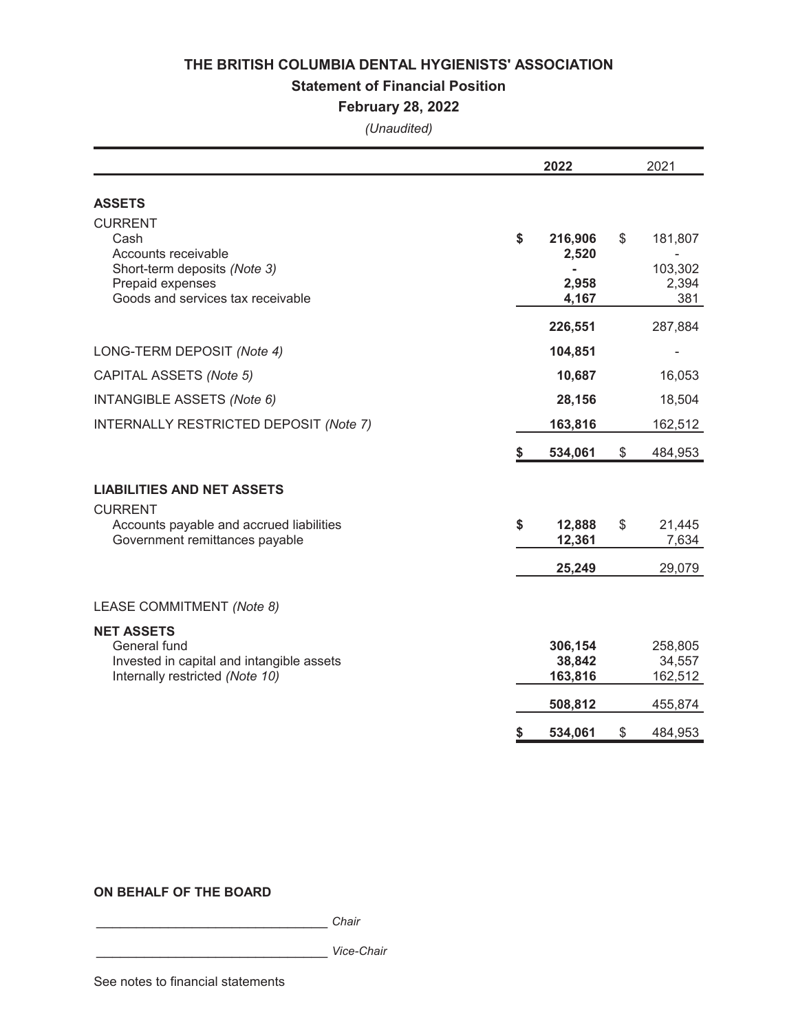# THE BRITISH COLUMBIA DENTAL HYGIENISTS' ASSOCIATION

## Statement of Financial Position

### February 28, 2022

*(Unaudited)*

| | 2022 | 2021 |
|---|---|---|
| **ASSETS** | | |
| CURRENT | | |
| Cash | $ 216,906 | $ 181,807 |
| Accounts receivable | 2,520 | - |
| Short-term deposits *(Note 3)* | - | 103,302 |
| Prepaid expenses | 2,958 | 2,394 |
| Goods and services tax receivable | 4,167 | 381 |
| | 226,551 | 287,884 |
| LONG-TERM DEPOSIT *(Note 4)* | 104,851 | - |
| CAPITAL ASSETS *(Note 5)* | 10,687 | 16,053 |
| INTANGIBLE ASSETS *(Note 6)* | 28,156 | 18,504 |
| INTERNALLY RESTRICTED DEPOSIT *(Note 7)* | 163,816 | 162,512 |
| | $ 534,061 | $ 484,953 |
| **LIABILITIES AND NET ASSETS** | | |
| CURRENT | | |
| Accounts payable and accrued liabilities | $ 12,888 | $ 21,445 |
| Government remittances payable | 12,361 | 7,634 |
| | 25,249 | 29,079 |
| LEASE COMMITMENT *(Note 8)* | | |
| **NET ASSETS** | | |
| General fund | 306,154 | 258,805 |
| Invested in capital and intangible assets | 38,842 | 34,557 |
| Internally restricted *(Note 10)* | 163,816 | 162,512 |
| | 508,812 | 455,874 |
| | $ 534,061 | $ 484,953 |

**ON BEHALF OF THE BOARD**

_________________________________ *Chair*

_________________________________ *Vice-Chair*

See notes to financial statements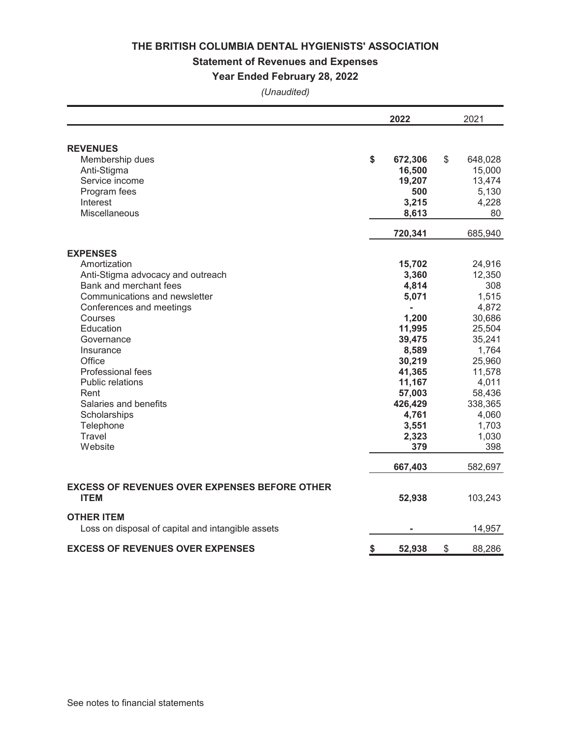# THE BRITISH COLUMBIA DENTAL HYGIENISTS' ASSOCIATION

## Statement of Revenues and Expenses

### Year Ended February 28, 2022

*(Unaudited)*

| | 2022 | 2021 |
|---|---|---|
| **REVENUES** | | |
| Membership dues | **$ 672,306** | $ 648,028 |
| Anti-Stigma | **16,500** | 15,000 |
| Service income | **19,207** | 13,474 |
| Program fees | **500** | 5,130 |
| Interest | **3,215** | 4,228 |
| Miscellaneous | **8,613** | 80 |
| | **720,341** | 685,940 |
| **EXPENSES** | | |
| Amortization | **15,702** | 24,916 |
| Anti-Stigma advocacy and outreach | **3,360** | 12,350 |
| Bank and merchant fees | **4,814** | 308 |
| Communications and newsletter | **5,071** | 1,515 |
| Conferences and meetings | **-** | 4,872 |
| Courses | **1,200** | 30,686 |
| Education | **11,995** | 25,504 |
| Governance | **39,475** | 35,241 |
| Insurance | **8,589** | 1,764 |
| Office | **30,219** | 25,960 |
| Professional fees | **41,365** | 11,578 |
| Public relations | **11,167** | 4,011 |
| Rent | **57,003** | 58,436 |
| Salaries and benefits | **426,429** | 338,365 |
| Scholarships | **4,761** | 4,060 |
| Telephone | **3,551** | 1,703 |
| Travel | **2,323** | 1,030 |
| Website | **379** | 398 |
| | **667,403** | 582,697 |
| **EXCESS OF REVENUES OVER EXPENSES BEFORE OTHER ITEM** | **52,938** | 103,243 |
| **OTHER ITEM** | | |
| Loss on disposal of capital and intangible assets | **-** | 14,957 |
| **EXCESS OF REVENUES OVER EXPENSES** | **$ 52,938** | $ 88,286 |

See notes to financial statements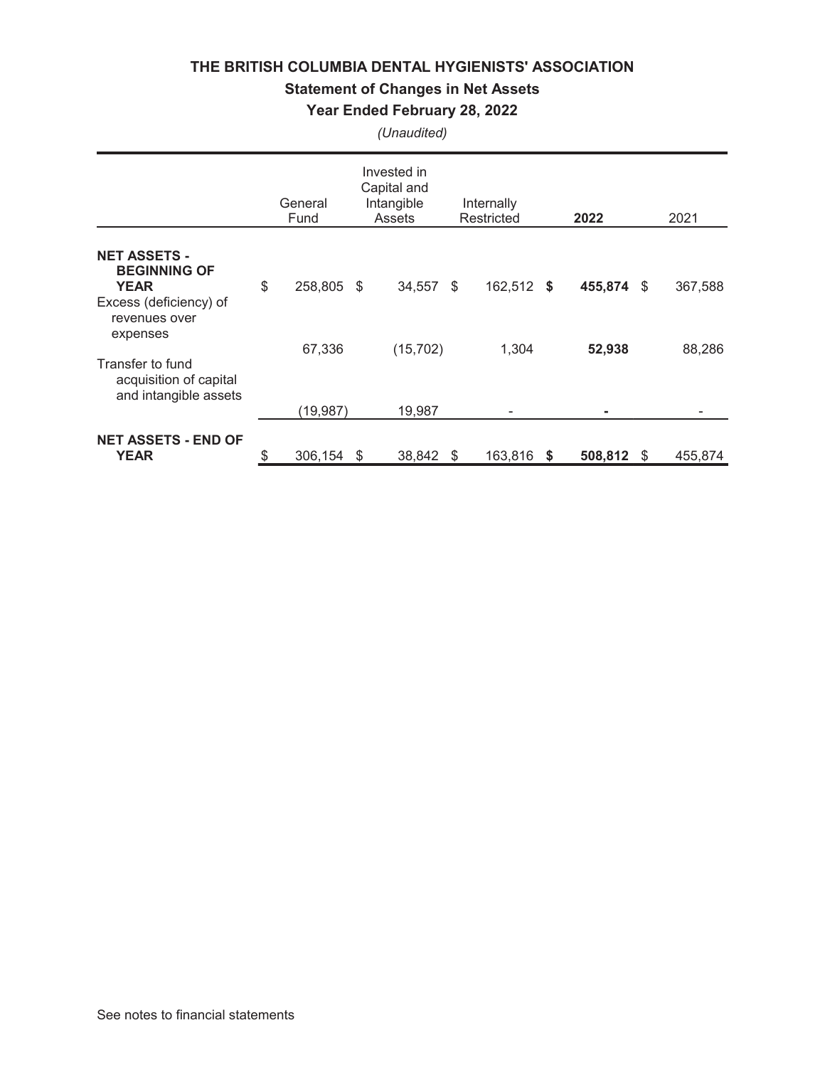# THE BRITISH COLUMBIA DENTAL HYGIENISTS' ASSOCIATION

## Statement of Changes in Net Assets

### Year Ended February 28, 2022

*(Unaudited)*

| | General Fund | Invested in Capital and Intangible Assets | Internally Restricted | **2022** | 2021 |
|---|---|---|---|---|---|
| **NET ASSETS - BEGINNING OF YEAR** | $ 258,805 | $ 34,557 | $ 162,512 | **$ 455,874** | $ 367,588 |
| Excess (deficiency) of revenues over expenses | 67,336 | (15,702) | 1,304 | **52,938** | 88,286 |
| Transfer to fund acquisition of capital and intangible assets | (19,987) | 19,987 | - | **-** | - |
| **NET ASSETS - END OF YEAR** | $ 306,154 | $ 38,842 | $ 163,816 | **$ 508,812** | $ 455,874 |

See notes to financial statements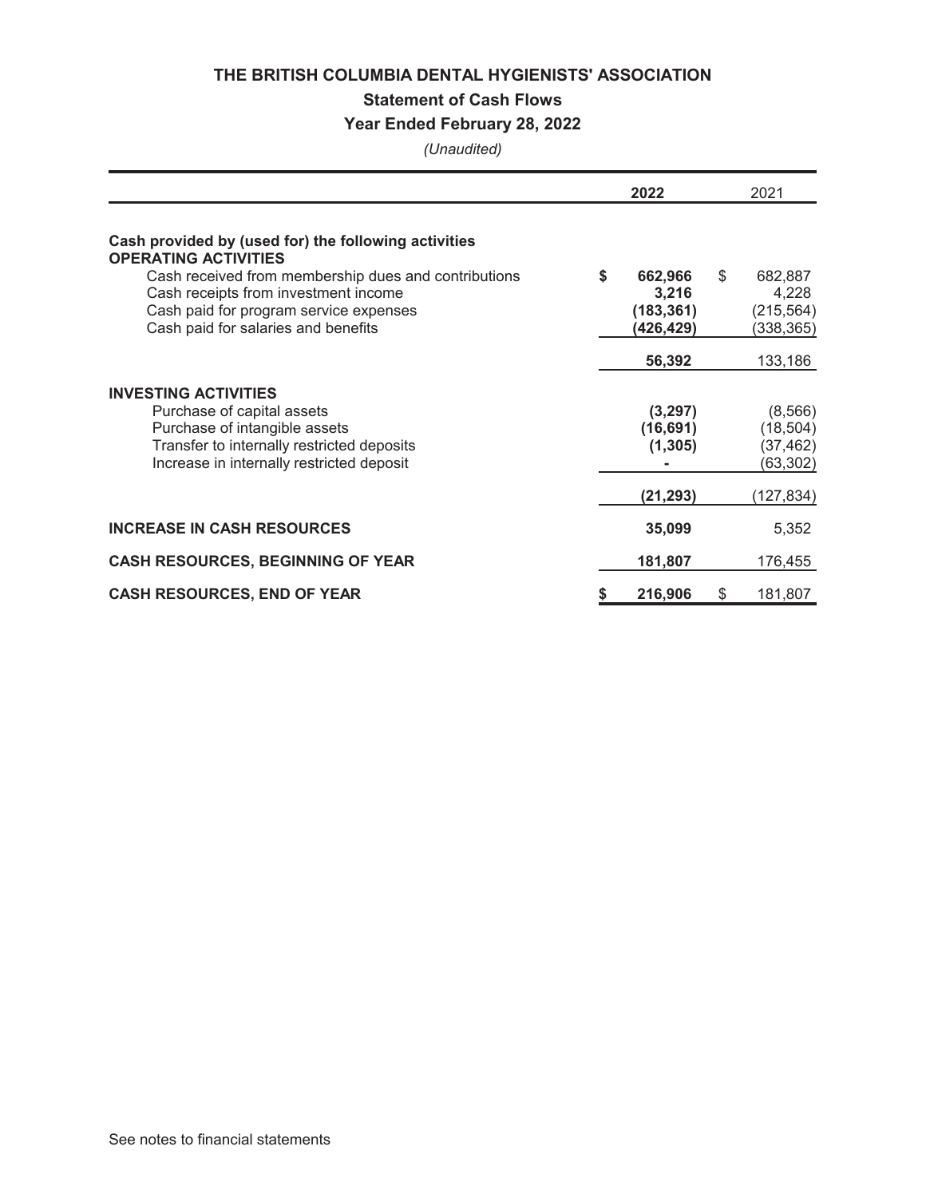# THE BRITISH COLUMBIA DENTAL HYGIENISTS' ASSOCIATION

## Statement of Cash Flows

### Year Ended February 28, 2022

*(Unaudited)*

| | 2022 | 2021 |
|---|---|---|
| **Cash provided by (used for) the following activities** | | |
| **OPERATING ACTIVITIES** | | |
| Cash received from membership dues and contributions | **$ 662,966** | $ 682,887 |
| Cash receipts from investment income | **3,216** | 4,228 |
| Cash paid for program service expenses | **(183,361)** | (215,564) |
| Cash paid for salaries and benefits | **(426,429)** | (338,365) |
| | **56,392** | 133,186 |
| **INVESTING ACTIVITIES** | | |
| Purchase of capital assets | **(3,297)** | (8,566) |
| Purchase of intangible assets | **(16,691)** | (18,504) |
| Transfer to internally restricted deposits | **(1,305)** | (37,462) |
| Increase in internally restricted deposit | **-** | (63,302) |
| | **(21,293)** | (127,834) |
| **INCREASE IN CASH RESOURCES** | **35,099** | 5,352 |
| **CASH RESOURCES, BEGINNING OF YEAR** | **181,807** | 176,455 |
| **CASH RESOURCES, END OF YEAR** | **$ 216,906** | $ 181,807 |

See notes to financial statements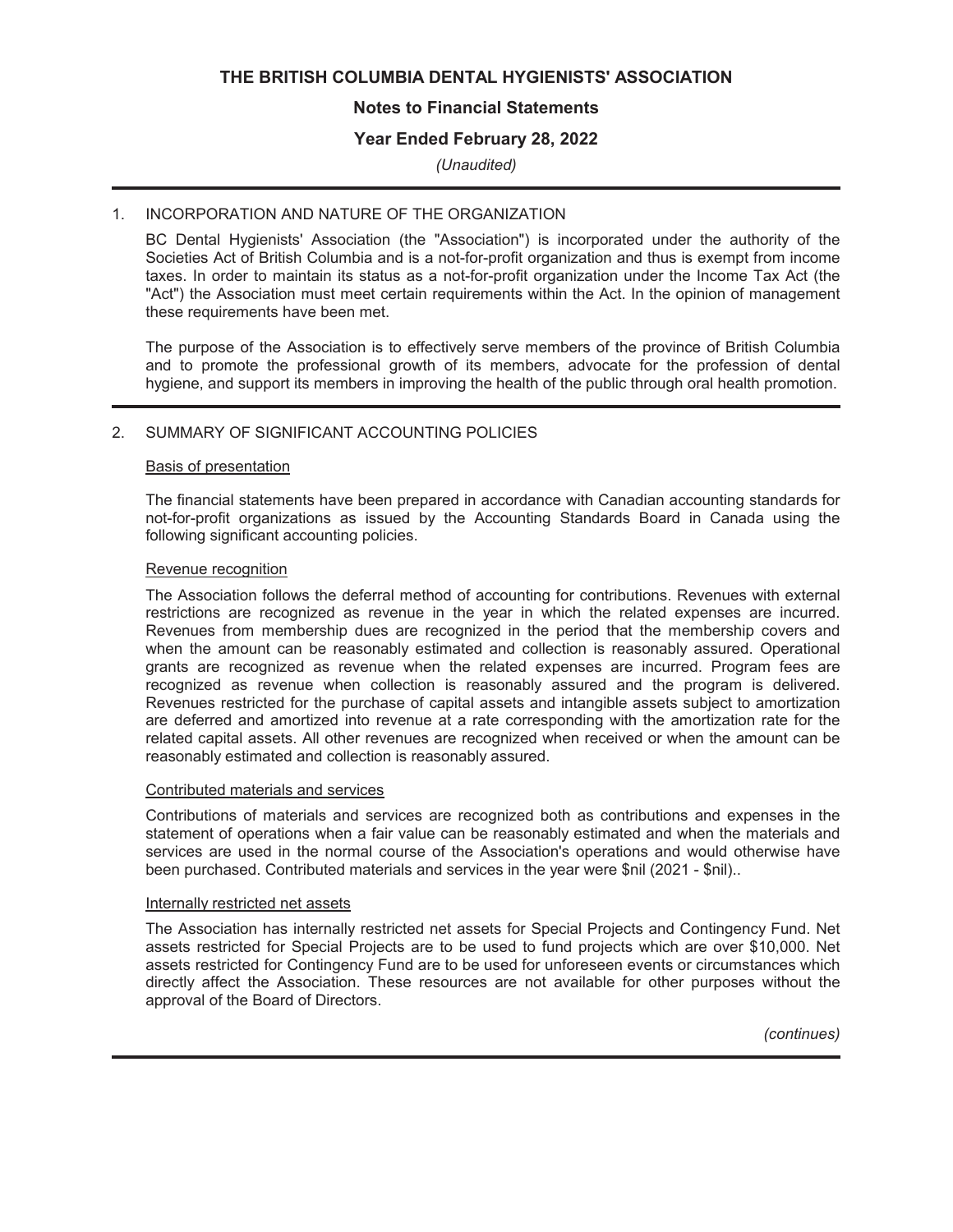# THE BRITISH COLUMBIA DENTAL HYGIENISTS' ASSOCIATION

## Notes to Financial Statements

## Year Ended February 28, 2022

*(Unaudited)*

1. INCORPORATION AND NATURE OF THE ORGANIZATION

BC Dental Hygienists' Association (the "Association") is incorporated under the authority of the Societies Act of British Columbia and is a not-for-profit organization and thus is exempt from income taxes. In order to maintain its status as a not-for-profit organization under the Income Tax Act (the "Act") the Association must meet certain requirements within the Act. In the opinion of management these requirements have been met.

The purpose of the Association is to effectively serve members of the province of British Columbia and to promote the professional growth of its members, advocate for the profession of dental hygiene, and support its members in improving the health of the public through oral health promotion.

2. SUMMARY OF SIGNIFICANT ACCOUNTING POLICIES

Basis of presentation

The financial statements have been prepared in accordance with Canadian accounting standards for not-for-profit organizations as issued by the Accounting Standards Board in Canada using the following significant accounting policies.

Revenue recognition

The Association follows the deferral method of accounting for contributions. Revenues with external restrictions are recognized as revenue in the year in which the related expenses are incurred. Revenues from membership dues are recognized in the period that the membership covers and when the amount can be reasonably estimated and collection is reasonably assured. Operational grants are recognized as revenue when the related expenses are incurred. Program fees are recognized as revenue when collection is reasonably assured and the program is delivered. Revenues restricted for the purchase of capital assets and intangible assets subject to amortization are deferred and amortized into revenue at a rate corresponding with the amortization rate for the related capital assets. All other revenues are recognized when received or when the amount can be reasonably estimated and collection is reasonably assured.

Contributed materials and services

Contributions of materials and services are recognized both as contributions and expenses in the statement of operations when a fair value can be reasonably estimated and when the materials and services are used in the normal course of the Association's operations and would otherwise have been purchased. Contributed materials and services in the year were $nil (2021 - $nil)..

Internally restricted net assets

The Association has internally restricted net assets for Special Projects and Contingency Fund. Net assets restricted for Special Projects are to be used to fund projects which are over $10,000. Net assets restricted for Contingency Fund are to be used for unforeseen events or circumstances which directly affect the Association. These resources are not available for other purposes without the approval of the Board of Directors.

*(continues)*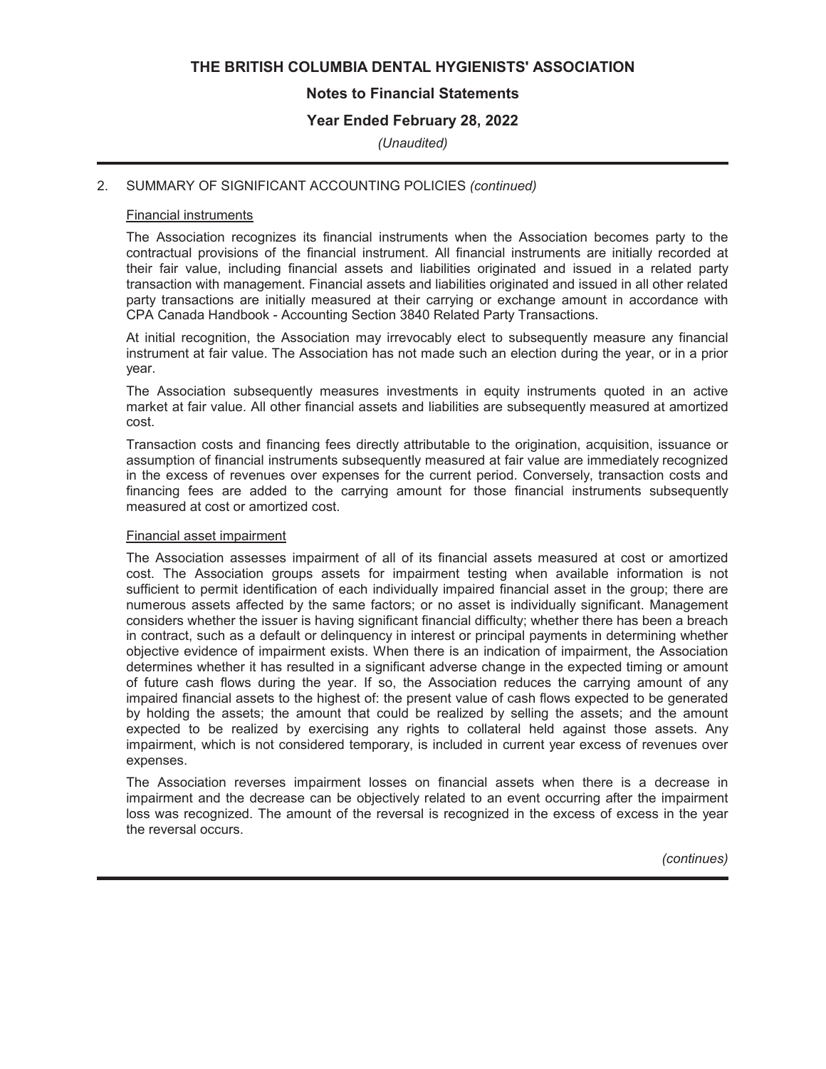## 2. SUMMARY OF SIGNIFICANT ACCOUNTING POLICIES *(continued)*

### Financial instruments

The Association recognizes its financial instruments when the Association becomes party to the contractual provisions of the financial instrument. All financial instruments are initially recorded at their fair value, including financial assets and liabilities originated and issued in a related party transaction with management. Financial assets and liabilities originated and issued in all other related party transactions are initially measured at their carrying or exchange amount in accordance with CPA Canada Handbook - Accounting Section 3840 Related Party Transactions.

At initial recognition, the Association may irrevocably elect to subsequently measure any financial instrument at fair value. The Association has not made such an election during the year, or in a prior year.

The Association subsequently measures investments in equity instruments quoted in an active market at fair value. All other financial assets and liabilities are subsequently measured at amortized cost.

Transaction costs and financing fees directly attributable to the origination, acquisition, issuance or assumption of financial instruments subsequently measured at fair value are immediately recognized in the excess of revenues over expenses for the current period. Conversely, transaction costs and financing fees are added to the carrying amount for those financial instruments subsequently measured at cost or amortized cost.

### Financial asset impairment

The Association assesses impairment of all of its financial assets measured at cost or amortized cost. The Association groups assets for impairment testing when available information is not sufficient to permit identification of each individually impaired financial asset in the group; there are numerous assets affected by the same factors; or no asset is individually significant. Management considers whether the issuer is having significant financial difficulty; whether there has been a breach in contract, such as a default or delinquency in interest or principal payments in determining whether objective evidence of impairment exists. When there is an indication of impairment, the Association determines whether it has resulted in a significant adverse change in the expected timing or amount of future cash flows during the year. If so, the Association reduces the carrying amount of any impaired financial assets to the highest of: the present value of cash flows expected to be generated by holding the assets; the amount that could be realized by selling the assets; and the amount expected to be realized by exercising any rights to collateral held against those assets. Any impairment, which is not considered temporary, is included in current year excess of revenues over expenses.

The Association reverses impairment losses on financial assets when there is a decrease in impairment and the decrease can be objectively related to an event occurring after the impairment loss was recognized. The amount of the reversal is recognized in the excess of excess in the year the reversal occurs.

*(continues)*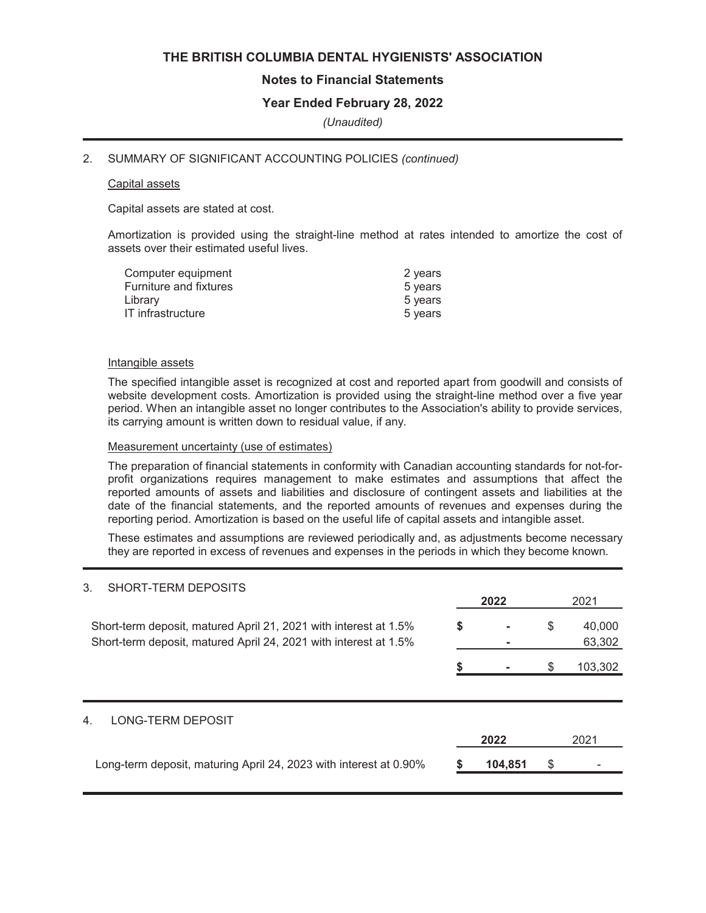2. SUMMARY OF SIGNIFICANT ACCOUNTING POLICIES *(continued)*

Capital assets

Capital assets are stated at cost.

Amortization is provided using the straight-line method at rates intended to amortize the cost of assets over their estimated useful lives.

| | |
|---|---|
| Computer equipment | 2 years |
| Furniture and fixtures | 5 years |
| Library | 5 years |
| IT infrastructure | 5 years |

Intangible assets

The specified intangible asset is recognized at cost and reported apart from goodwill and consists of website development costs. Amortization is provided using the straight-line method over a five year period. When an intangible asset no longer contributes to the Association's ability to provide services, its carrying amount is written down to residual value, if any.

Measurement uncertainty (use of estimates)

The preparation of financial statements in conformity with Canadian accounting standards for not-for-profit organizations requires management to make estimates and assumptions that affect the reported amounts of assets and liabilities and disclosure of contingent assets and liabilities at the date of the financial statements, and the reported amounts of revenues and expenses during the reporting period. Amortization is based on the useful life of capital assets and intangible asset.

These estimates and assumptions are reviewed periodically and, as adjustments become necessary they are reported in excess of revenues and expenses in the periods in which they become known.

3. SHORT-TERM DEPOSITS

| | **2022** | 2021 |
|---|---|---|
| Short-term deposit, matured April 21, 2021 with interest at 1.5% | **$ -** | $ 40,000 |
| Short-term deposit, matured April 24, 2021 with interest at 1.5% | **-** | 63,302 |
| | **$ -** | $ 103,302 |

4. LONG-TERM DEPOSIT

| | **2022** | 2021 |
|---|---|---|
| Long-term deposit, maturing April 24, 2023 with interest at 0.90% | **$ 104,851** | $ - |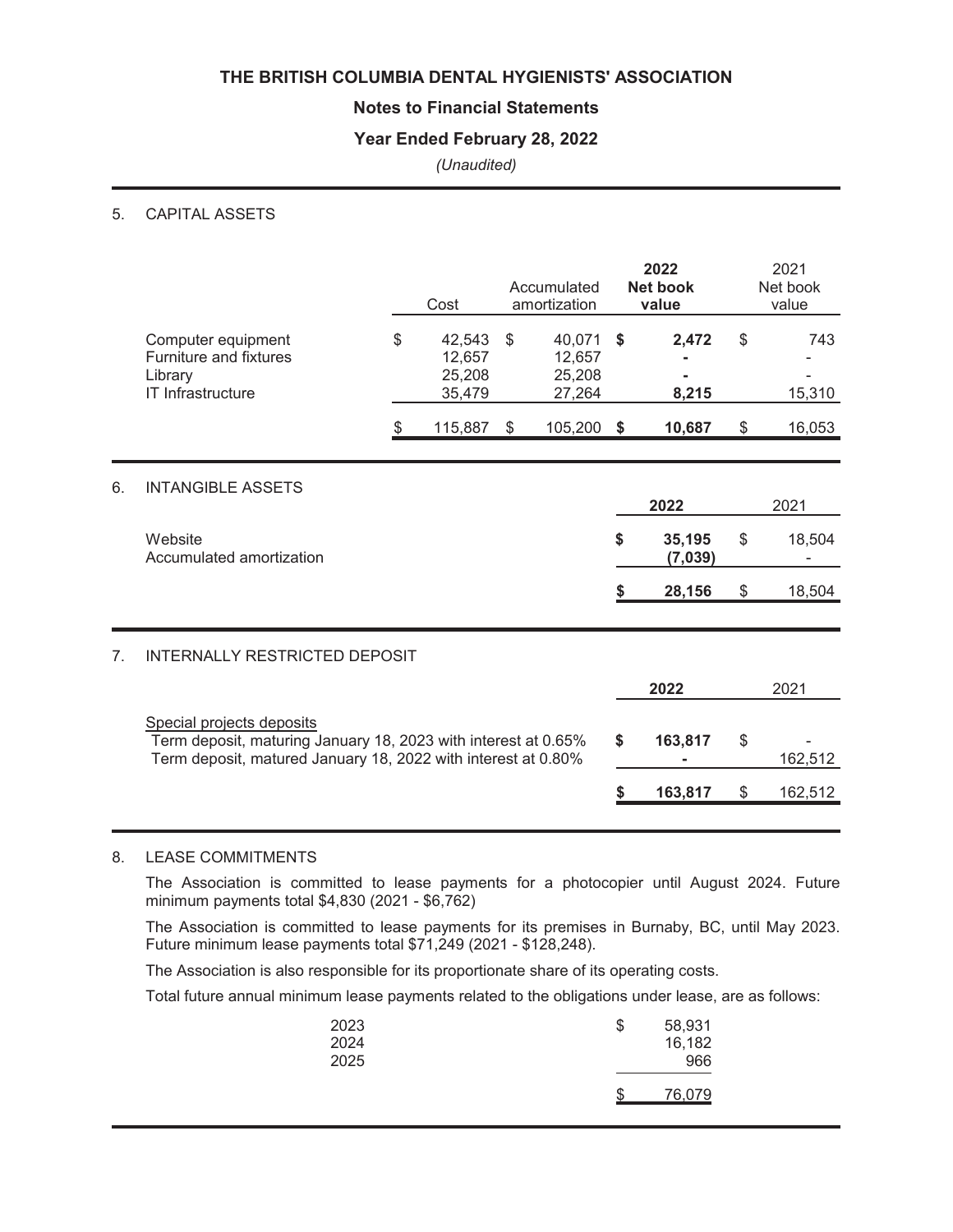# THE BRITISH COLUMBIA DENTAL HYGIENISTS' ASSOCIATION

## Notes to Financial Statements

## Year Ended February 28, 2022

*(Unaudited)*

## 5. CAPITAL ASSETS

| | Cost | Accumulated amortization | **2022 Net book value** | 2021 Net book value |
|---|---|---|---|---|
| Computer equipment | $ 42,543 | $ 40,071 | **$ 2,472** | $ 743 |
| Furniture and fixtures | 12,657 | 12,657 | **-** | - |
| Library | 25,208 | 25,208 | **-** | - |
| IT Infrastructure | 35,479 | 27,264 | **8,215** | 15,310 |
| | $ 115,887 | $ 105,200 | **$ 10,687** | $ 16,053 |

## 6. INTANGIBLE ASSETS

| | **2022** | 2021 |
|---|---|---|
| Website | **$ 35,195** | $ 18,504 |
| Accumulated amortization | **(7,039)** | - |
| | **$ 28,156** | $ 18,504 |

## 7. INTERNALLY RESTRICTED DEPOSIT

| | **2022** | 2021 |
|---|---|---|
| Special projects deposits | | |
| Term deposit, maturing January 18, 2023 with interest at 0.65% | **$ 163,817** | $ - |
| Term deposit, matured January 18, 2022 with interest at 0.80% | **-** | 162,512 |
| | **$ 163,817** | $ 162,512 |

## 8. LEASE COMMITMENTS

The Association is committed to lease payments for a photocopier until August 2024. Future minimum payments total $4,830 (2021 - $6,762)

The Association is committed to lease payments for its premises in Burnaby, BC, until May 2023. Future minimum lease payments total $71,249 (2021 - $128,248).

The Association is also responsible for its proportionate share of its operating costs.

Total future annual minimum lease payments related to the obligations under lease, are as follows:

| | |
|---|---|
| 2023 | $ 58,931 |
| 2024 | 16,182 |
| 2025 | 966 |
| | $ 76,079 |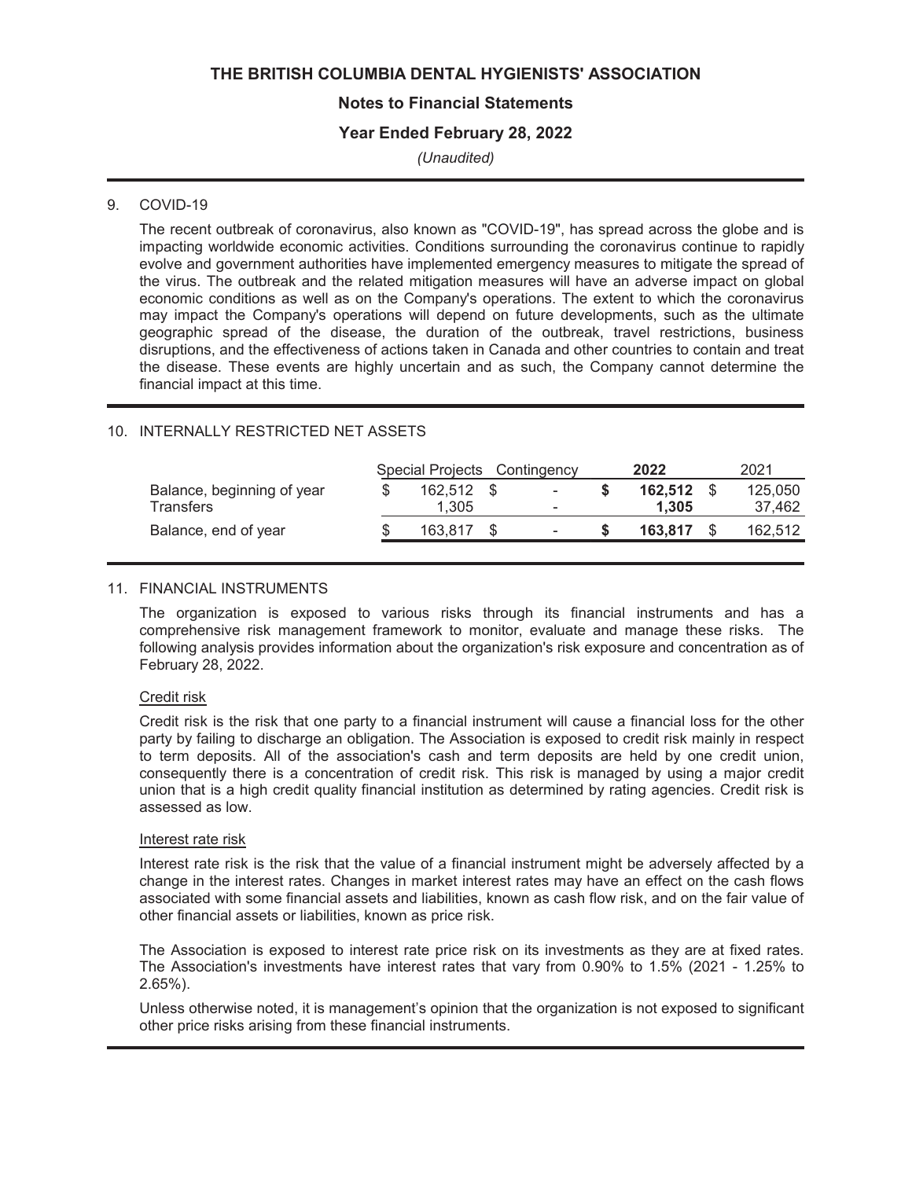# THE BRITISH COLUMBIA DENTAL HYGIENISTS' ASSOCIATION

## Notes to Financial Statements

## Year Ended February 28, 2022

*(Unaudited)*

9. COVID-19

The recent outbreak of coronavirus, also known as "COVID-19", has spread across the globe and is impacting worldwide economic activities. Conditions surrounding the coronavirus continue to rapidly evolve and government authorities have implemented emergency measures to mitigate the spread of the virus. The outbreak and the related mitigation measures will have an adverse impact on global economic conditions as well as on the Company's operations. The extent to which the coronavirus may impact the Company's operations will depend on future developments, such as the ultimate geographic spread of the disease, the duration of the outbreak, travel restrictions, business disruptions, and the effectiveness of actions taken in Canada and other countries to contain and treat the disease. These events are highly uncertain and as such, the Company cannot determine the financial impact at this time.

10. INTERNALLY RESTRICTED NET ASSETS

| | Special Projects | Contingency | **2022** | 2021 |
|---|---|---|---|---|
| Balance, beginning of year | $ 162,512 | $ - | **$ 162,512** | $ 125,050 |
| Transfers | 1,305 | - | **1,305** | 37,462 |
| Balance, end of year | $ 163,817 | $ - | **$ 163,817** | $ 162,512 |

11. FINANCIAL INSTRUMENTS

The organization is exposed to various risks through its financial instruments and has a comprehensive risk management framework to monitor, evaluate and manage these risks. The following analysis provides information about the organization's risk exposure and concentration as of February 28, 2022.

Credit risk

Credit risk is the risk that one party to a financial instrument will cause a financial loss for the other party by failing to discharge an obligation. The Association is exposed to credit risk mainly in respect to term deposits. All of the association's cash and term deposits are held by one credit union, consequently there is a concentration of credit risk. This risk is managed by using a major credit union that is a high credit quality financial institution as determined by rating agencies. Credit risk is assessed as low.

Interest rate risk

Interest rate risk is the risk that the value of a financial instrument might be adversely affected by a change in the interest rates. Changes in market interest rates may have an effect on the cash flows associated with some financial assets and liabilities, known as cash flow risk, and on the fair value of other financial assets or liabilities, known as price risk.

The Association is exposed to interest rate price risk on its investments as they are at fixed rates. The Association's investments have interest rates that vary from 0.90% to 1.5% (2021 - 1.25% to 2.65%).

Unless otherwise noted, it is management's opinion that the organization is not exposed to significant other price risks arising from these financial instruments.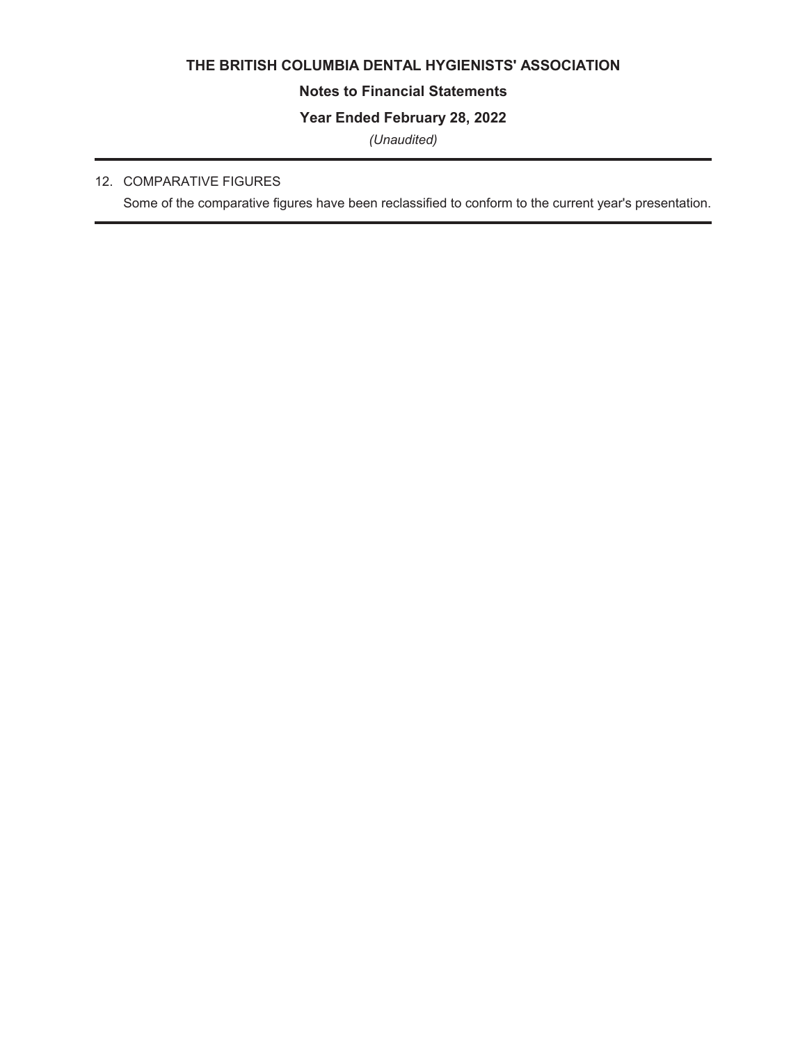**THE BRITISH COLUMBIA DENTAL HYGIENISTS' ASSOCIATION**

**Notes to Financial Statements**

**Year Ended February 28, 2022**

*(Unaudited)*

12. COMPARATIVE FIGURES

    Some of the comparative figures have been reclassified to conform to the current year's presentation.